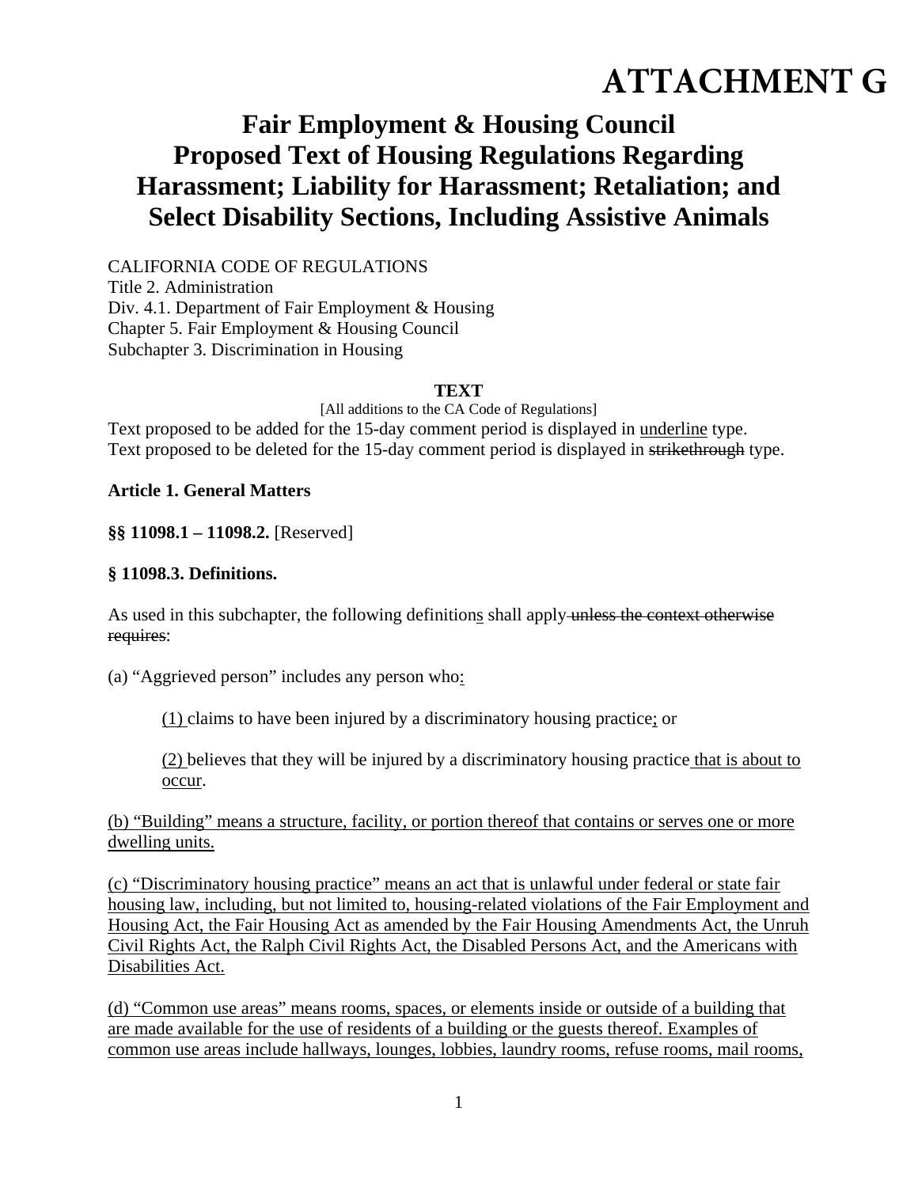# ATTACHMENT G

## Fair Employment & Housing Council Proposed Text of Housing Regulations Regarding Harassment; Liability for Harassment; Retaliation; and Select Disability Sections, Including Assistive Animals

CALIFORNIA CODE OF REGULATIONS
Title 2. Administration
Div. 4.1. Department of Fair Employment & Housing
Chapter 5. Fair Employment & Housing Council
Subchapter 3. Discrimination in Housing

**TEXT**

[All additions to the CA Code of Regulations]

Text proposed to be added for the 15-day comment period is displayed in <u>underline</u> type.
Text proposed to be deleted for the 15-day comment period is displayed in ~~strikethrough~~ type.

**Article 1. General Matters**

**§§ 11098.1 – 11098.2.** [Reserved]

**§ 11098.3. Definitions.**

As used in this subchapter, the following definition<u>s</u> shall apply~~ unless the context otherwise requires~~:

(a) "Aggrieved person" includes any person who<u>:</u>

> <u>(1) </u>claims to have been injured by a discriminatory housing practice<u>;</u> or
>
> <u>(2) </u>believes that they will be injured by a discriminatory housing practice<u> that is about to occur</u>.

<u>(b) "Building" means a structure, facility, or portion thereof that contains or serves one or more dwelling units.</u>

<u>(c) "Discriminatory housing practice" means an act that is unlawful under federal or state fair housing law, including, but not limited to, housing-related violations of the Fair Employment and Housing Act, the Fair Housing Act as amended by the Fair Housing Amendments Act, the Unruh Civil Rights Act, the Ralph Civil Rights Act, the Disabled Persons Act, and the Americans with Disabilities Act.</u>

<u>(d) "Common use areas" means rooms, spaces, or elements inside or outside of a building that are made available for the use of residents of a building or the guests thereof. Examples of common use areas include hallways, lounges, lobbies, laundry rooms, refuse rooms, mail rooms,</u>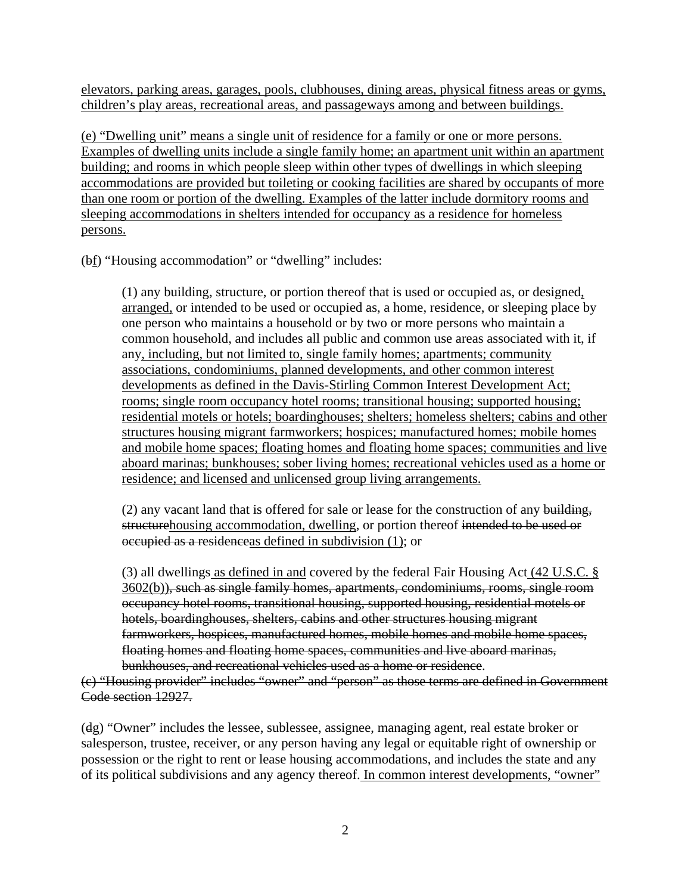elevators, parking areas, garages, pools, clubhouses, dining areas, physical fitness areas or gyms, children's play areas, recreational areas, and passageways among and between buildings.

(e) "Dwelling unit" means a single unit of residence for a family or one or more persons. Examples of dwelling units include a single family home; an apartment unit within an apartment building; and rooms in which people sleep within other types of dwellings in which sleeping accommodations are provided but toileting or cooking facilities are shared by occupants of more than one room or portion of the dwelling. Examples of the latter include dormitory rooms and sleeping accommodations in shelters intended for occupancy as a residence for homeless persons.

(~~b~~f) "Housing accommodation" or "dwelling" includes:

> (1) any building, structure, or portion thereof that is used or occupied as, or designed, arranged, or intended to be used or occupied as, a home, residence, or sleeping place by one person who maintains a household or by two or more persons who maintain a common household, and includes all public and common use areas associated with it, if any, including, but not limited to, single family homes; apartments; community associations, condominiums, planned developments, and other common interest developments as defined in the Davis-Stirling Common Interest Development Act; rooms; single room occupancy hotel rooms; transitional housing; supported housing; residential motels or hotels; boardinghouses; shelters; homeless shelters; cabins and other structures housing migrant farmworkers; hospices; manufactured homes; mobile homes and mobile home spaces; floating homes and floating home spaces; communities and live aboard marinas; bunkhouses; sober living homes; recreational vehicles used as a home or residence; and licensed and unlicensed group living arrangements.
>
> (2) any vacant land that is offered for sale or lease for the construction of any ~~building, structure~~housing accommodation, dwelling, or portion thereof ~~intended to be used or occupied as a residence~~as defined in subdivision (1); or
>
> (3) all dwellings as defined in and covered by the federal Fair Housing Act (42 U.S.C. § 3602(b))~~, such as single family homes, apartments, condominiums, rooms, single room occupancy hotel rooms, transitional housing, supported housing, residential motels or hotels, boardinghouses, shelters, cabins and other structures housing migrant farmworkers, hospices, manufactured homes, mobile homes and mobile home spaces, floating homes and floating home spaces, communities and live aboard marinas, bunkhouses, and recreational vehicles used as a home or residence~~.

~~(c) "Housing provider" includes "owner" and "person" as those terms are defined in Government Code section 12927.~~

(~~d~~g) "Owner" includes the lessee, sublessee, assignee, managing agent, real estate broker or salesperson, trustee, receiver, or any person having any legal or equitable right of ownership or possession or the right to rent or lease housing accommodations, and includes the state and any of its political subdivisions and any agency thereof. In common interest developments, "owner"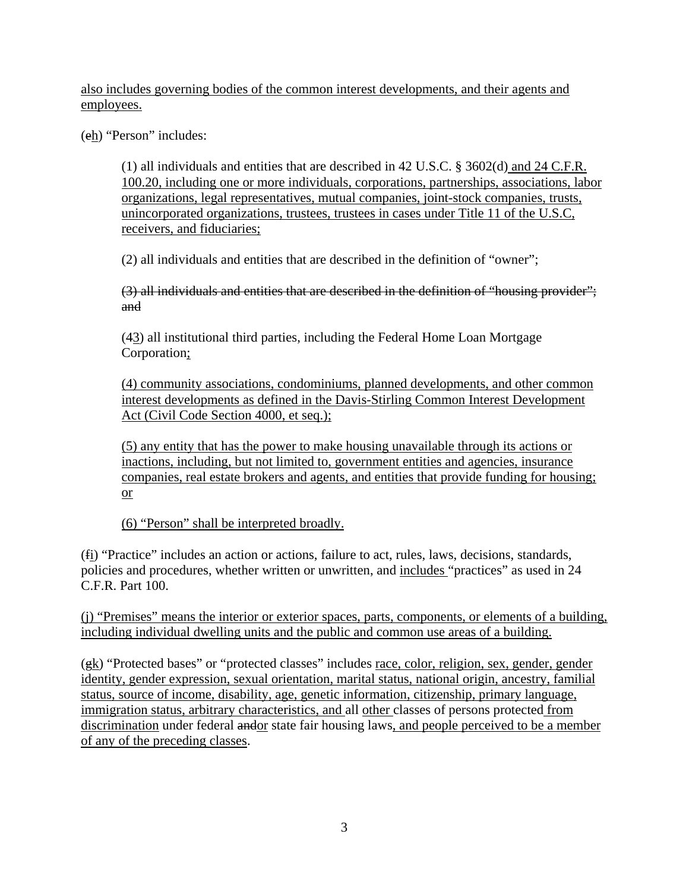<u>also includes governing bodies of the common interest developments, and their agents and employees.</u>

(~~e~~<u>h</u>) "Person" includes:

> (1) all individuals and entities that are described in 42 U.S.C. § 3602(d)<u> and 24 C.F.R. 100.20, including one or more individuals, corporations, partnerships, associations, labor organizations, legal representatives, mutual companies, joint-stock companies, trusts, unincorporated organizations, trustees, trustees in cases under Title 11 of the U.S.C, receivers, and fiduciaries;</u>
>
> (2) all individuals and entities that are described in the definition of "owner";
>
> ~~(3) all individuals and entities that are described in the definition of "housing provider"; and~~
>
> (~~4~~<u>3</u>) all institutional third parties, including the Federal Home Loan Mortgage Corporation<u>;</u>
>
> <u>(4) community associations, condominiums, planned developments, and other common interest developments as defined in the Davis-Stirling Common Interest Development Act (Civil Code Section 4000, et seq.);</u>
>
> <u>(5) any entity that has the power to make housing unavailable through its actions or inactions, including, but not limited to, government entities and agencies, insurance companies, real estate brokers and agents, and entities that provide funding for housing; or</u>
>
> <u>(6) "Person" shall be interpreted broadly.</u>

(~~f~~<u>i</u>) "Practice" includes an action or actions, failure to act, rules, laws, decisions, standards, policies and procedures, whether written or unwritten, and <u>includes </u>"practices" as used in 24 C.F.R. Part 100.

<u>(j) "Premises" means the interior or exterior spaces, parts, components, or elements of a building, including individual dwelling units and the public and common use areas of a building.</u>

(~~g~~<u>k</u>) "Protected bases" or "protected classes" includes <u>race, color, religion, sex, gender, gender identity, gender expression, sexual orientation, marital status, national origin, ancestry, familial status, source of income, disability, age, genetic information, citizenship, primary language, immigration status, arbitrary characteristics, and </u>all <u>other </u>classes of persons protected<u> from discrimination</u> under federal ~~and~~<u>or</u> state fair housing laws<u>, and people perceived to be a member of any of the preceding classes</u>.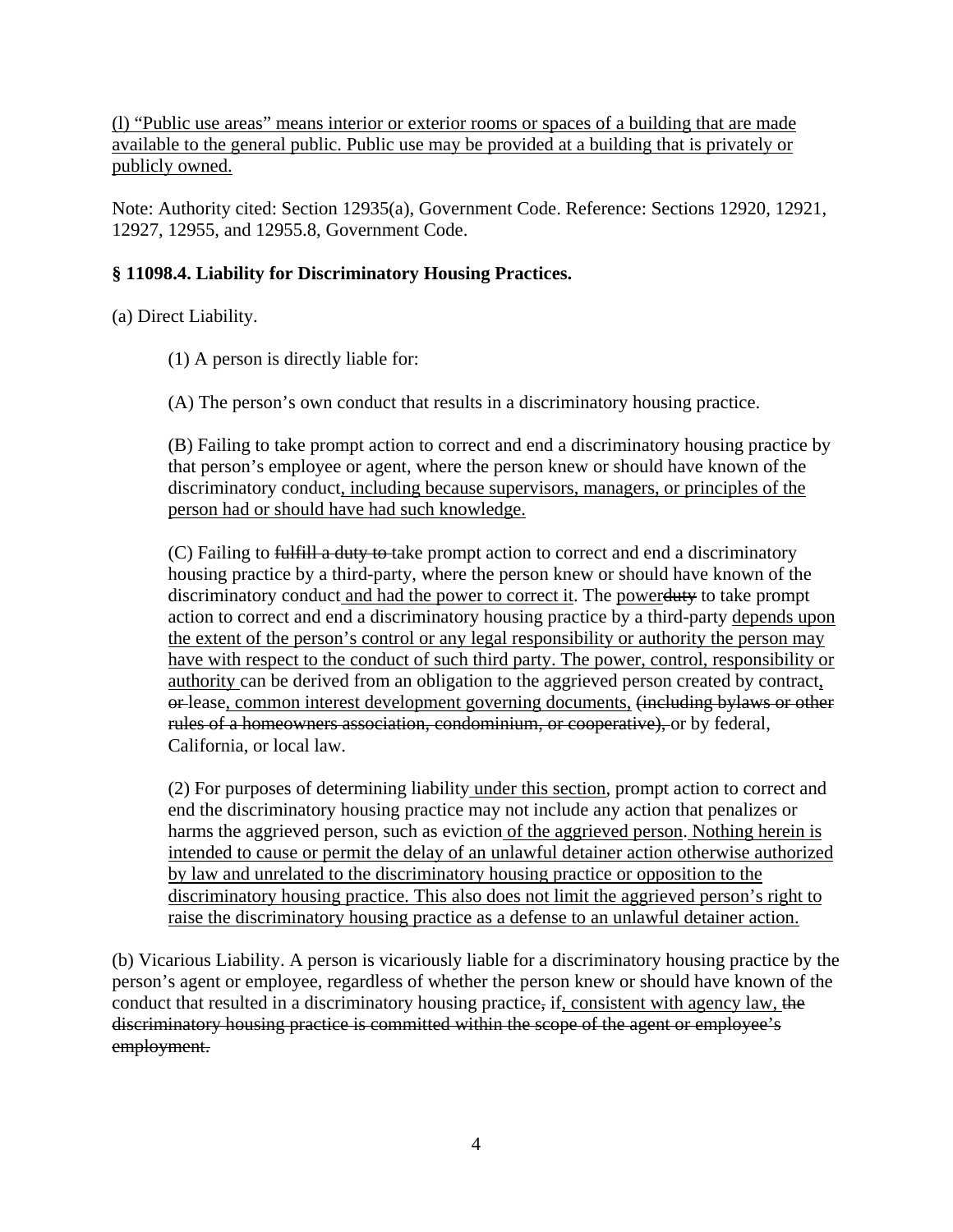<u>(l) "Public use areas" means interior or exterior rooms or spaces of a building that are made available to the general public. Public use may be provided at a building that is privately or publicly owned.</u>

Note: Authority cited: Section 12935(a), Government Code. Reference: Sections 12920, 12921, 12927, 12955, and 12955.8, Government Code.

### § 11098.4. Liability for Discriminatory Housing Practices.

(a) Direct Liability.

(1) A person is directly liable for:

(A) The person's own conduct that results in a discriminatory housing practice.

(B) Failing to take prompt action to correct and end a discriminatory housing practice by that person's employee or agent, where the person knew or should have known of the discriminatory conduct<u>, including because supervisors, managers, or principles of the person had or should have had such knowledge.</u>

(C) Failing to ~~fulfill a duty to~~ take prompt action to correct and end a discriminatory housing practice by a third-party, where the person knew or should have known of the discriminatory conduct<u> and had the power to correct it</u>. The <u>power</u>~~duty~~ to take prompt action to correct and end a discriminatory housing practice by a third-party <u>depends upon the extent of the person's control or any legal responsibility or authority the person may have with respect to the conduct of such third party. The power, control, responsibility or authority</u> can be derived from an obligation to the aggrieved person created by contract<u>,</u> ~~or~~ lease<u>, common interest development governing documents,</u> ~~(including bylaws or other rules of a homeowners association, condominium, or cooperative),~~ or by federal, California, or local law.

(2) For purposes of determining liability<u> under this section</u>, prompt action to correct and end the discriminatory housing practice may not include any action that penalizes or harms the aggrieved person, such as eviction<u> of the aggrieved person</u>. <u>Nothing herein is intended to cause or permit the delay of an unlawful detainer action otherwise authorized by law and unrelated to the discriminatory housing practice or opposition to the discriminatory housing practice. This also does not limit the aggrieved person's right to raise the discriminatory housing practice as a defense to an unlawful detainer action.</u>

(b) Vicarious Liability. A person is vicariously liable for a discriminatory housing practice by the person's agent or employee, regardless of whether the person knew or should have known of the conduct that resulted in a discriminatory housing practice~~,~~ if<u>, consistent with agency law,</u> ~~the discriminatory housing practice is committed within the scope of the agent or employee's employment.~~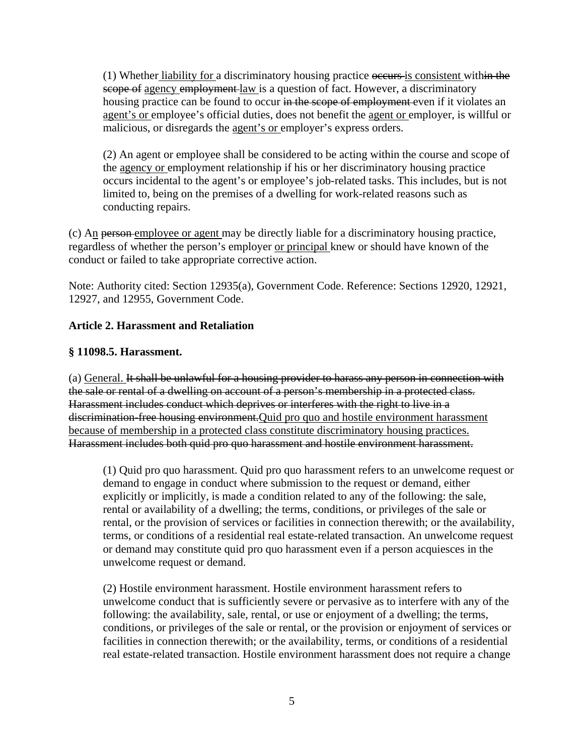(1) Whether <u>liability for</u> a discriminatory housing practice ~~occurs~~ <u>is consistent</u> with~~in the scope of~~ <u>agency</u> ~~employment~~ <u>law</u> is a question of fact. However, a discriminatory housing practice can be found to occur ~~in the scope of employment~~ even if it violates an <u>agent's or</u> employee's official duties, does not benefit the <u>agent or</u> employer, is willful or malicious, or disregards the <u>agent's or</u> employer's express orders.

(2) An agent or employee shall be considered to be acting within the course and scope of the <u>agency or</u> employment relationship if his or her discriminatory housing practice occurs incidental to the agent's or employee's job-related tasks. This includes, but is not limited to, being on the premises of a dwelling for work-related reasons such as conducting repairs.

(c) A<u>n</u> ~~person~~ <u>employee or agent</u> may be directly liable for a discriminatory housing practice, regardless of whether the person's employer <u>or principal</u> knew or should have known of the conduct or failed to take appropriate corrective action.

Note: Authority cited: Section 12935(a), Government Code. Reference: Sections 12920, 12921, 12927, and 12955, Government Code.

**Article 2. Harassment and Retaliation**

**§ 11098.5. Harassment.**

(a) <u>General.</u> ~~It shall be unlawful for a housing provider to harass any person in connection with the sale or rental of a dwelling on account of a person's membership in a protected class. Harassment includes conduct which deprives or interferes with the right to live in a discrimination-free housing environment.~~<u>Quid pro quo and hostile environment harassment because of membership in a protected class constitute discriminatory housing practices.</u> ~~Harassment includes both quid pro quo harassment and hostile environment harassment.~~

(1) Quid pro quo harassment. Quid pro quo harassment refers to an unwelcome request or demand to engage in conduct where submission to the request or demand, either explicitly or implicitly, is made a condition related to any of the following: the sale, rental or availability of a dwelling; the terms, conditions, or privileges of the sale or rental, or the provision of services or facilities in connection therewith; or the availability, terms, or conditions of a residential real estate-related transaction. An unwelcome request or demand may constitute quid pro quo harassment even if a person acquiesces in the unwelcome request or demand.

(2) Hostile environment harassment. Hostile environment harassment refers to unwelcome conduct that is sufficiently severe or pervasive as to interfere with any of the following: the availability, sale, rental, or use or enjoyment of a dwelling; the terms, conditions, or privileges of the sale or rental, or the provision or enjoyment of services or facilities in connection therewith; or the availability, terms, or conditions of a residential real estate-related transaction. Hostile environment harassment does not require a change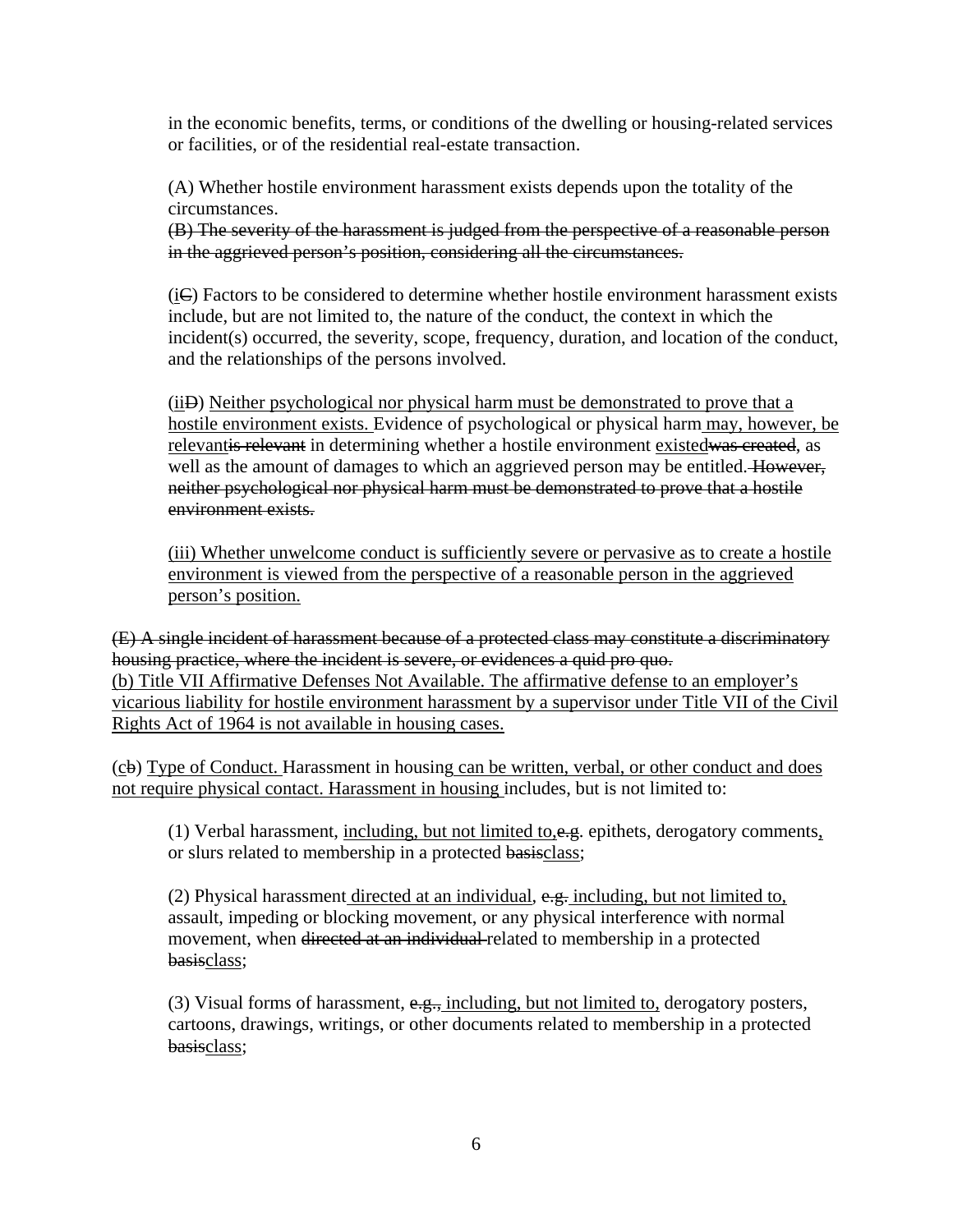in the economic benefits, terms, or conditions of the dwelling or housing-related services or facilities, or of the residential real-estate transaction.

(A) Whether hostile environment harassment exists depends upon the totality of the circumstances.
~~(B) The severity of the harassment is judged from the perspective of a reasonable person in the aggrieved person's position, considering all the circumstances.~~

(<u>i</u>~~C~~) Factors to be considered to determine whether hostile environment harassment exists include, but are not limited to, the nature of the conduct, the context in which the incident(s) occurred, the severity, scope, frequency, duration, and location of the conduct, and the relationships of the persons involved.

(<u>ii</u>~~D~~) <u>Neither psychological nor physical harm must be demonstrated to prove that a hostile environment exists.</u> Evidence of psychological or physical harm<u> may, however, be relevant</u>~~is relevant~~ in determining whether a hostile environment <u>existed</u>~~was created~~, as well as the amount of damages to which an aggrieved person may be entitled.~~ However, neither psychological nor physical harm must be demonstrated to prove that a hostile environment exists.~~

<u>(iii) Whether unwelcome conduct is sufficiently severe or pervasive as to create a hostile environment is viewed from the perspective of a reasonable person in the aggrieved person's position.</u>

~~(E) A single incident of harassment because of a protected class may constitute a discriminatory housing practice, where the incident is severe, or evidences a quid pro quo.~~
<u>(b) Title VII Affirmative Defenses Not Available. The affirmative defense to an employer's vicarious liability for hostile environment harassment by a supervisor under Title VII of the Civil Rights Act of 1964 is not available in housing cases.</u>

(<u>c</u>~~b~~) <u>Type of Conduct.</u> Harassment in housing<u> can be written, verbal, or other conduct and does not require physical contact. Harassment in housing</u> includes, but is not limited to:

(1) Verbal harassment, <u>including, but not limited to,</u>~~e.g.~~ epithets, derogatory comments<u>,</u> or slurs related to membership in a protected ~~basis~~<u>class</u>;

(2) Physical harassment<u> directed at an individual</u>, ~~e.g.~~ <u>including, but not limited to,</u> assault, impeding or blocking movement, or any physical interference with normal movement, when ~~directed at an individual~~ related to membership in a protected ~~basis~~<u>class</u>;

(3) Visual forms of harassment, ~~e.g.,~~ <u>including, but not limited to,</u> derogatory posters, cartoons, drawings, writings, or other documents related to membership in a protected ~~basis~~<u>class</u>;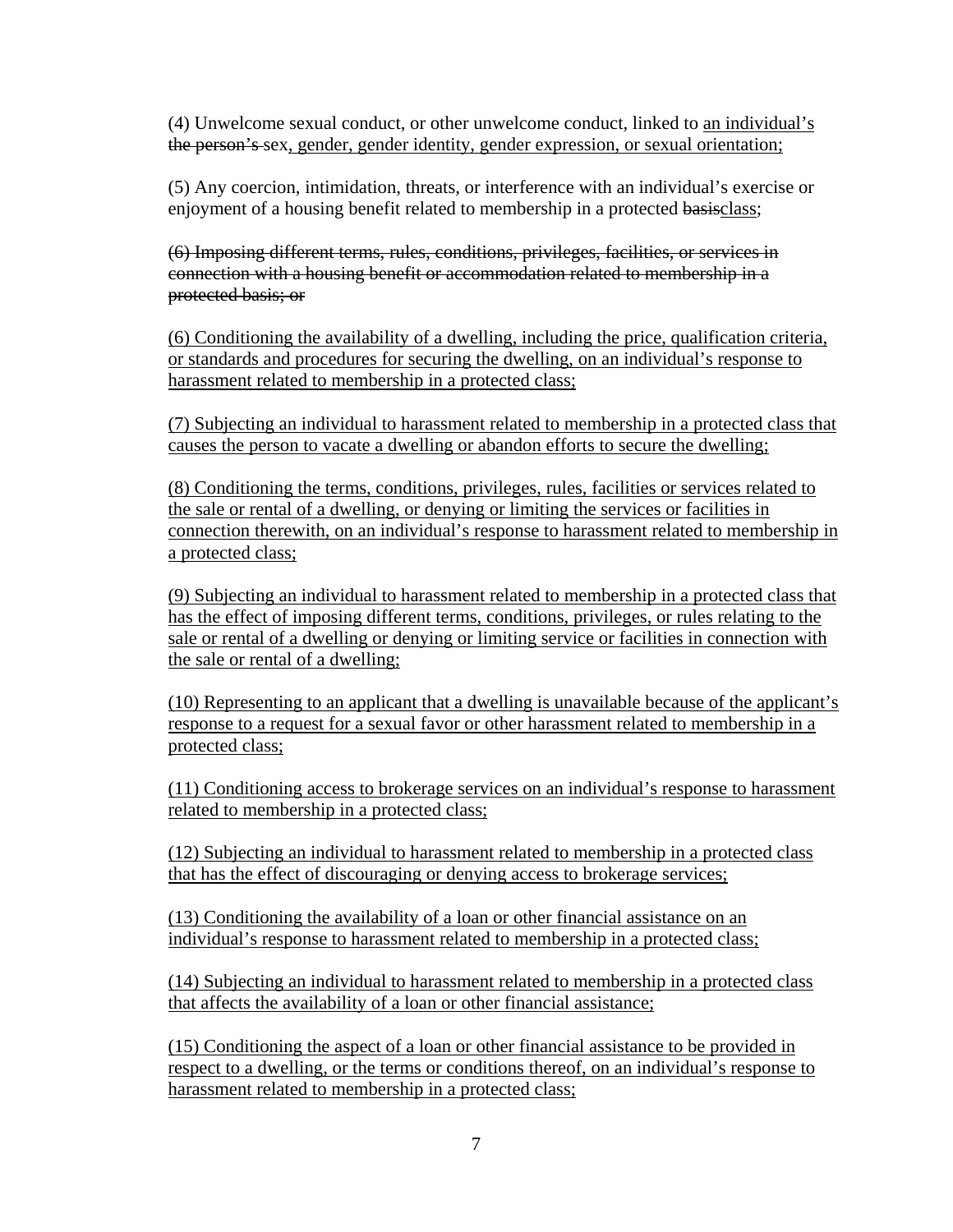(4) Unwelcome sexual conduct, or other unwelcome conduct, linked to <u>an individual's</u> ~~the person's~~ sex<u>, gender, gender identity, gender expression, or sexual orientation;</u>

(5) Any coercion, intimidation, threats, or interference with an individual's exercise or enjoyment of a housing benefit related to membership in a protected ~~basis~~<u>class</u>;

~~(6) Imposing different terms, rules, conditions, privileges, facilities, or services in connection with a housing benefit or accommodation related to membership in a protected basis; or~~

<u>(6) Conditioning the availability of a dwelling, including the price, qualification criteria, or standards and procedures for securing the dwelling, on an individual's response to harassment related to membership in a protected class;</u>

<u>(7) Subjecting an individual to harassment related to membership in a protected class that causes the person to vacate a dwelling or abandon efforts to secure the dwelling;</u>

<u>(8) Conditioning the terms, conditions, privileges, rules, facilities or services related to the sale or rental of a dwelling, or denying or limiting the services or facilities in connection therewith, on an individual's response to harassment related to membership in a protected class;</u>

<u>(9) Subjecting an individual to harassment related to membership in a protected class that has the effect of imposing different terms, conditions, privileges, or rules relating to the sale or rental of a dwelling or denying or limiting service or facilities in connection with the sale or rental of a dwelling;</u>

<u>(10) Representing to an applicant that a dwelling is unavailable because of the applicant's response to a request for a sexual favor or other harassment related to membership in a protected class;</u>

<u>(11) Conditioning access to brokerage services on an individual's response to harassment related to membership in a protected class;</u>

<u>(12) Subjecting an individual to harassment related to membership in a protected class that has the effect of discouraging or denying access to brokerage services;</u>

<u>(13) Conditioning the availability of a loan or other financial assistance on an individual's response to harassment related to membership in a protected class;</u>

<u>(14) Subjecting an individual to harassment related to membership in a protected class that affects the availability of a loan or other financial assistance;</u>

<u>(15) Conditioning the aspect of a loan or other financial assistance to be provided in respect to a dwelling, or the terms or conditions thereof, on an individual's response to harassment related to membership in a protected class;</u>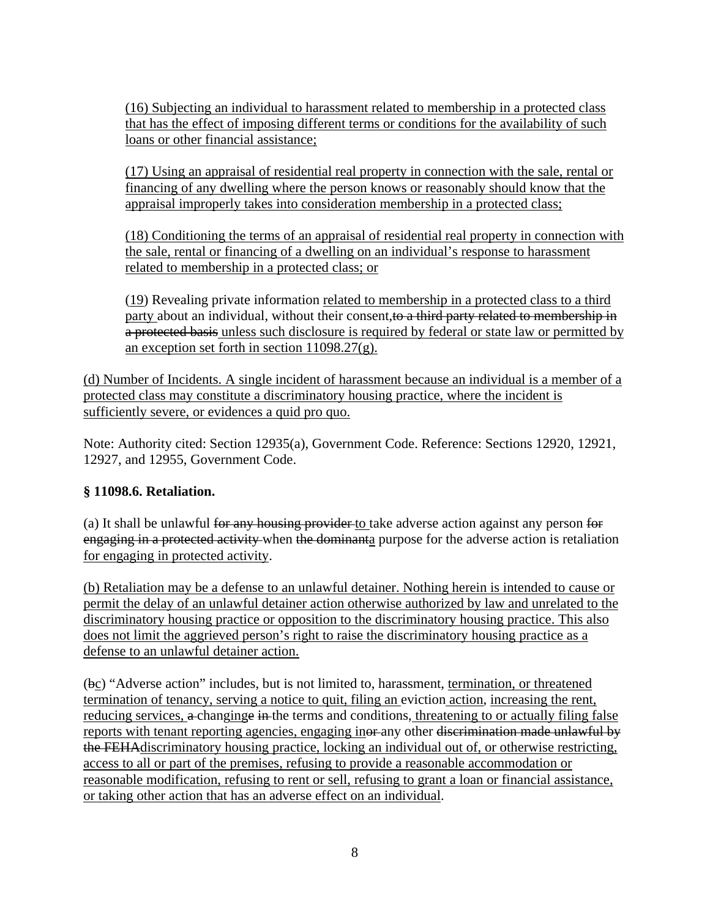<u>(16) Subjecting an individual to harassment related to membership in a protected class that has the effect of imposing different terms or conditions for the availability of such loans or other financial assistance;</u>

<u>(17) Using an appraisal of residential real property in connection with the sale, rental or financing of any dwelling where the person knows or reasonably should know that the appraisal improperly takes into consideration membership in a protected class;</u>

<u>(18) Conditioning the terms of an appraisal of residential real property in connection with the sale, rental or financing of a dwelling on an individual's response to harassment related to membership in a protected class; or</u>

(<u>19</u>) Revealing private information <u>related to membership in a protected class to a third party </u>about an individual, without their consent,~~to a third party related to membership in a protected basis~~<u> unless such disclosure is required by federal or state law or permitted by an exception set forth in section 11098.27(g).</u>

<u>(d) Number of Incidents. A single incident of harassment because an individual is a member of a protected class may constitute a discriminatory housing practice, where the incident is sufficiently severe, or evidences a quid pro quo.</u>

Note: Authority cited: Section 12935(a), Government Code. Reference: Sections 12920, 12921, 12927, and 12955, Government Code.

**§ 11098.6. Retaliation.**

(a) It shall be unlawful ~~for any housing provider~~ <u>to </u>take adverse action against any person ~~for engaging in a protected activity~~ when ~~the dominant~~<u>a</u> purpose for the adverse action is retaliation <u>for engaging in protected activity</u>.

<u>(b) Retaliation may be a defense to an unlawful detainer. Nothing herein is intended to cause or permit the delay of an unlawful detainer action otherwise authorized by law and unrelated to the discriminatory housing practice or opposition to the discriminatory housing practice. This also does not limit the aggrieved person's right to raise the discriminatory housing practice as a defense to an unlawful detainer action.</u>

(~~b~~<u>c</u>) "Adverse action" includes, but is not limited to, harassment, <u>termination, or threatened termination of tenancy, serving a notice to quit, filing an </u>eviction<u> action</u>, <u>increasing the rent, reducing services, </u>~~a~~ chang<u>ing</u>~~e~~ ~~in~~ the terms and conditions,<u> threatening to or actually filing false reports with tenant reporting agencies, engaging in</u>~~or~~ any other ~~discrimination made unlawful by the FEHA~~<u>discriminatory housing practice, locking an individual out of, or otherwise restricting, access to all or part of the premises, refusing to provide a reasonable accommodation or reasonable modification, refusing to rent or sell, refusing to grant a loan or financial assistance, or taking other action that has an adverse effect on an individual</u>.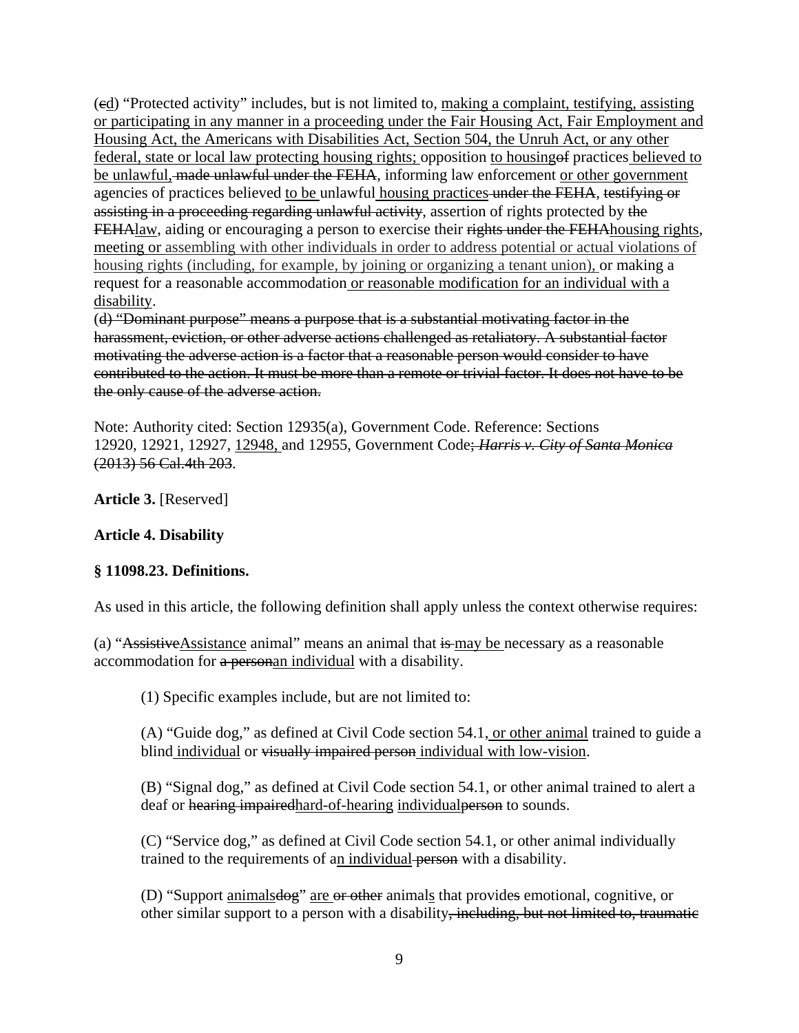(~~c~~<u>d</u>) “Protected activity” includes, but is not limited to, <u>making a complaint, testifying, assisting or participating in any manner in a proceeding under the Fair Housing Act, Fair Employment and Housing Act, the Americans with Disabilities Act, Section 504, the Unruh Act, or any other federal, state or local law protecting housing rights;</u> opposition <u>to housing</u>~~of~~ practices <u>believed to be unlawful,</u> ~~made unlawful under the FEHA~~, informing law enforcement <u>or other government</u> agencies of practices believed <u>to be</u> unlawful <u>housing practices</u> ~~under the FEHA~~, ~~testifying or assisting in a proceeding regarding unlawful activity~~, assertion of rights protected by ~~the FEHA~~<u>law</u>, aiding or encouraging a person to exercise their ~~rights under the FEHA~~<u>housing rights</u>, <u>meeting or assembling with other individuals in order to address potential or actual violations of housing rights (including, for example, by joining or organizing a tenant union),</u> or making a request for a reasonable accommodation <u>or reasonable modification for an individual with a disability</u>.

(~~d) “Dominant purpose” means a purpose that is a substantial motivating factor in the harassment, eviction, or other adverse actions challenged as retaliatory. A substantial factor motivating the adverse action is a factor that a reasonable person would consider to have contributed to the action. It must be more than a remote or trivial factor. It does not have to be the only cause of the adverse action.~~

Note: Authority cited: Section 12935(a), Government Code. Reference: Sections 12920, 12921, 12927, <u>12948,</u> and 12955, Government Code~~; *Harris v. City of Santa Monica* (2013) 56 Cal.4th 203~~.

**Article 3.** [Reserved]

**Article 4. Disability**

**§ 11098.23. Definitions.**

As used in this article, the following definition shall apply unless the context otherwise requires:

(a) “~~Assistive~~<u>Assistance</u> animal” means an animal that ~~is~~ <u>may be</u> necessary as a reasonable accommodation for ~~a person~~<u>an individual</u> with a disability.

(1) Specific examples include, but are not limited to:

(A) “Guide dog,” as defined at Civil Code section 54.1<u>, or other animal</u> trained to guide a blind <u>individual</u> or ~~visually impaired person~~ <u>individual with low-vision</u>.

(B) “Signal dog,” as defined at Civil Code section 54.1, or other animal trained to alert a deaf or ~~hearing impaired~~<u>hard-of-hearing</u> <u>individual</u>~~person~~ to sounds.

(C) “Service dog,” as defined at Civil Code section 54.1, or other animal individually trained to the requirements of a<u>n individual</u> ~~person~~ with a disability.

(D) “Support <u>animals</u>~~dog~~” <u>are</u> ~~or other~~ animal<u>s</u> that provide~~s~~ emotional, cognitive, or other similar support to a person with a disability~~, including, but not limited to, traumatic~~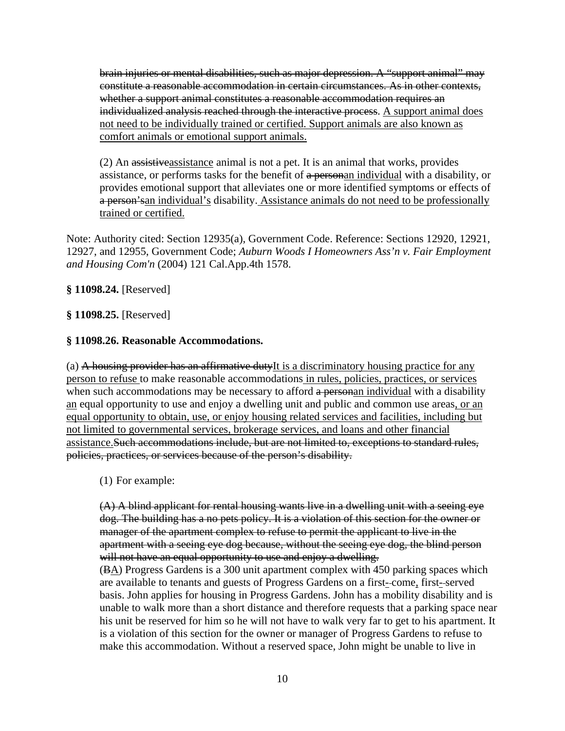~~brain injuries or mental disabilities, such as major depression. A "support animal" may constitute a reasonable accommodation in certain circumstances. As in other contexts, whether a support animal constitutes a reasonable accommodation requires an individualized analysis reached through the interactive process~~. <u>A support animal does not need to be individually trained or certified. Support animals are also known as comfort animals or emotional support animals.</u>

(2) An ~~assistive~~<u>assistance</u> animal is not a pet. It is an animal that works, provides assistance, or performs tasks for the benefit of ~~a person~~<u>an individual</u> with a disability, or provides emotional support that alleviates one or more identified symptoms or effects of ~~a person's~~<u>an individual's</u> disability. <u>Assistance animals do not need to be professionally trained or certified.</u>

Note: Authority cited: Section 12935(a), Government Code. Reference: Sections 12920, 12921, 12927, and 12955, Government Code; *Auburn Woods I Homeowners Ass'n v. Fair Employment and Housing Com'n* (2004) 121 Cal.App.4th 1578.

**§ 11098.24.** [Reserved]

**§ 11098.25.** [Reserved]

**§ 11098.26. Reasonable Accommodations.**

(a) ~~A housing provider has an affirmative duty~~<u>It is a discriminatory housing practice for any person to refuse</u> to make reasonable accommodations<u> in rules, policies, practices, or services</u> when such accommodations may be necessary to afford ~~a person~~<u>an individual</u> with a disability <u>an</u> equal opportunity to use and enjoy a dwelling unit and public and common use areas<u>, or an equal opportunity to obtain, use, or enjoy housing related services and facilities, including but not limited to governmental services, brokerage services, and loans and other financial assistance.</u>~~Such accommodations include, but are not limited to, exceptions to standard rules, policies, practices, or services because of the person's disability.~~

(1) For example:

~~(A) A blind applicant for rental housing wants live in a dwelling unit with a seeing eye dog. The building has a no pets policy. It is a violation of this section for the owner or manager of the apartment complex to refuse to permit the applicant to live in the apartment with a seeing eye dog because, without the seeing eye dog, the blind person will not have an equal opportunity to use and enjoy a dwelling.~~
(~~B~~<u>A</u>) Progress Gardens is a 300 unit apartment complex with 450 parking spaces which are available to tenants and guests of Progress Gardens on a first<u>-</u>~~-~~come<u>,</u> first<u>-</u>~~-~~served basis. John applies for housing in Progress Gardens. John has a mobility disability and is unable to walk more than a short distance and therefore requests that a parking space near his unit be reserved for him so he will not have to walk very far to get to his apartment. It is a violation of this section for the owner or manager of Progress Gardens to refuse to make this accommodation. Without a reserved space, John might be unable to live in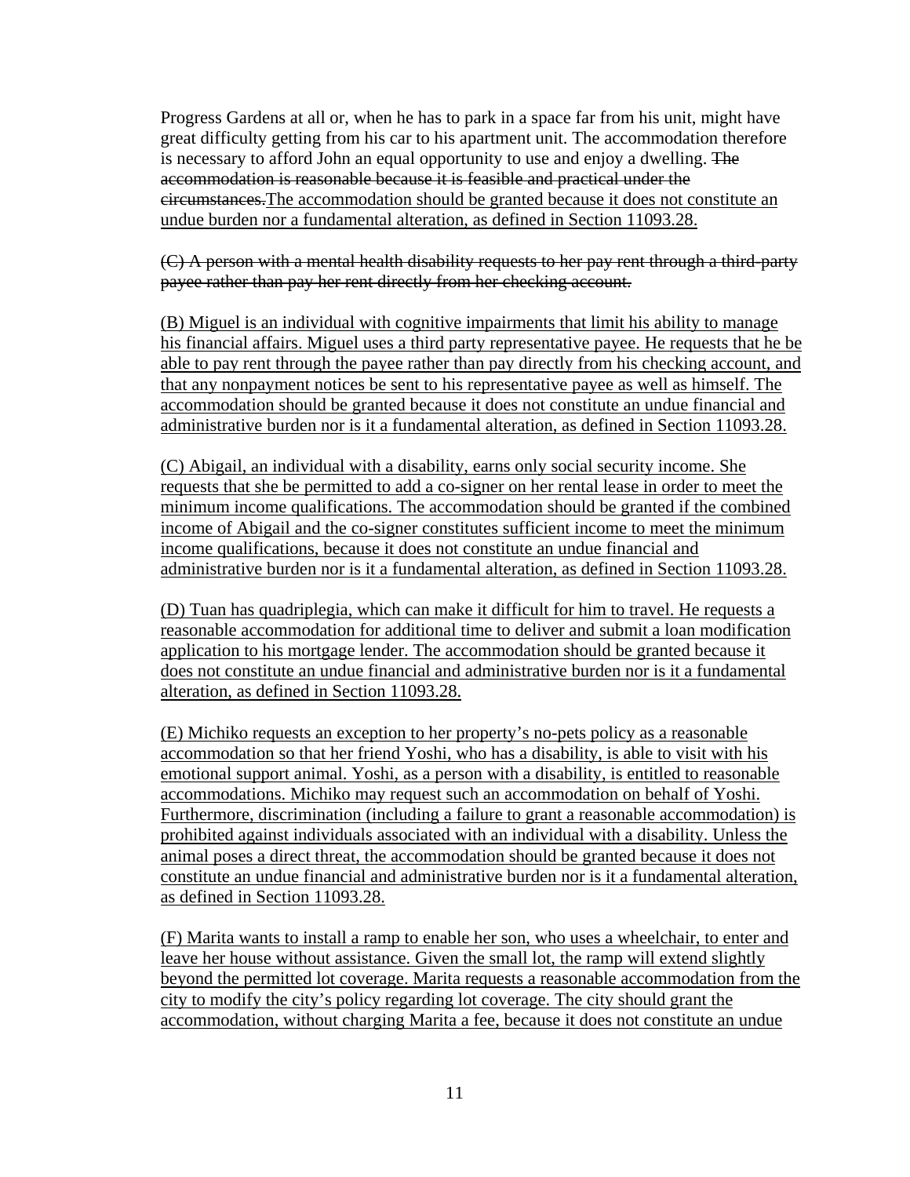Progress Gardens at all or, when he has to park in a space far from his unit, might have great difficulty getting from his car to his apartment unit. The accommodation therefore is necessary to afford John an equal opportunity to use and enjoy a dwelling. ~~The accommodation is reasonable because it is feasible and practical under the circumstances.~~The accommodation should be granted because it does not constitute an undue burden nor a fundamental alteration, as defined in Section 11093.28.

~~(C) A person with a mental health disability requests to her pay rent through a third-party payee rather than pay her rent directly from her checking account.~~

(B) Miguel is an individual with cognitive impairments that limit his ability to manage his financial affairs. Miguel uses a third party representative payee. He requests that he be able to pay rent through the payee rather than pay directly from his checking account, and that any nonpayment notices be sent to his representative payee as well as himself. The accommodation should be granted because it does not constitute an undue financial and administrative burden nor is it a fundamental alteration, as defined in Section 11093.28.

(C) Abigail, an individual with a disability, earns only social security income. She requests that she be permitted to add a co-signer on her rental lease in order to meet the minimum income qualifications. The accommodation should be granted if the combined income of Abigail and the co-signer constitutes sufficient income to meet the minimum income qualifications, because it does not constitute an undue financial and administrative burden nor is it a fundamental alteration, as defined in Section 11093.28.

(D) Tuan has quadriplegia, which can make it difficult for him to travel. He requests a reasonable accommodation for additional time to deliver and submit a loan modification application to his mortgage lender. The accommodation should be granted because it does not constitute an undue financial and administrative burden nor is it a fundamental alteration, as defined in Section 11093.28.

(E) Michiko requests an exception to her property's no-pets policy as a reasonable accommodation so that her friend Yoshi, who has a disability, is able to visit with his emotional support animal. Yoshi, as a person with a disability, is entitled to reasonable accommodations. Michiko may request such an accommodation on behalf of Yoshi. Furthermore, discrimination (including a failure to grant a reasonable accommodation) is prohibited against individuals associated with an individual with a disability. Unless the animal poses a direct threat, the accommodation should be granted because it does not constitute an undue financial and administrative burden nor is it a fundamental alteration, as defined in Section 11093.28.

(F) Marita wants to install a ramp to enable her son, who uses a wheelchair, to enter and leave her house without assistance. Given the small lot, the ramp will extend slightly beyond the permitted lot coverage. Marita requests a reasonable accommodation from the city to modify the city's policy regarding lot coverage. The city should grant the accommodation, without charging Marita a fee, because it does not constitute an undue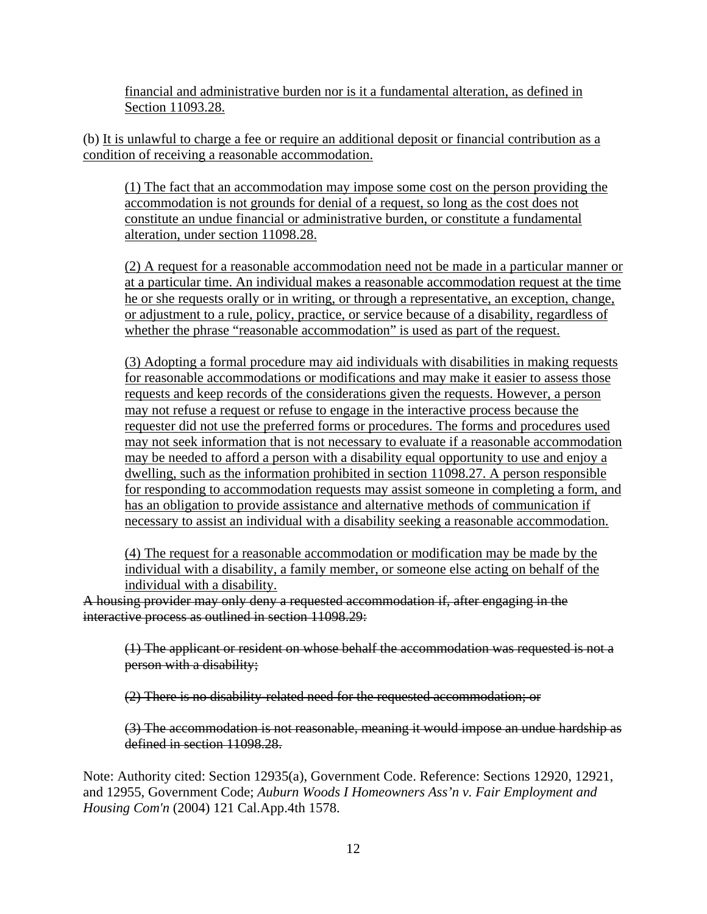financial and administrative burden nor is it a fundamental alteration, as defined in Section 11093.28.

(b) It is unlawful to charge a fee or require an additional deposit or financial contribution as a condition of receiving a reasonable accommodation.

(1) The fact that an accommodation may impose some cost on the person providing the accommodation is not grounds for denial of a request, so long as the cost does not constitute an undue financial or administrative burden, or constitute a fundamental alteration, under section 11098.28.

(2) A request for a reasonable accommodation need not be made in a particular manner or at a particular time. An individual makes a reasonable accommodation request at the time he or she requests orally or in writing, or through a representative, an exception, change, or adjustment to a rule, policy, practice, or service because of a disability, regardless of whether the phrase "reasonable accommodation" is used as part of the request.

(3) Adopting a formal procedure may aid individuals with disabilities in making requests for reasonable accommodations or modifications and may make it easier to assess those requests and keep records of the considerations given the requests. However, a person may not refuse a request or refuse to engage in the interactive process because the requester did not use the preferred forms or procedures. The forms and procedures used may not seek information that is not necessary to evaluate if a reasonable accommodation may be needed to afford a person with a disability equal opportunity to use and enjoy a dwelling, such as the information prohibited in section 11098.27. A person responsible for responding to accommodation requests may assist someone in completing a form, and has an obligation to provide assistance and alternative methods of communication if necessary to assist an individual with a disability seeking a reasonable accommodation.

(4) The request for a reasonable accommodation or modification may be made by the individual with a disability, a family member, or someone else acting on behalf of the individual with a disability.

~~A housing provider may only deny a requested accommodation if, after engaging in the interactive process as outlined in section 11098.29:~~

~~(1) The applicant or resident on whose behalf the accommodation was requested is not a person with a disability;~~

~~(2) There is no disability-related need for the requested accommodation; or~~

~~(3) The accommodation is not reasonable, meaning it would impose an undue hardship as defined in section 11098.28.~~

Note: Authority cited: Section 12935(a), Government Code. Reference: Sections 12920, 12921, and 12955, Government Code; *Auburn Woods I Homeowners Ass'n v. Fair Employment and Housing Com'n* (2004) 121 Cal.App.4th 1578.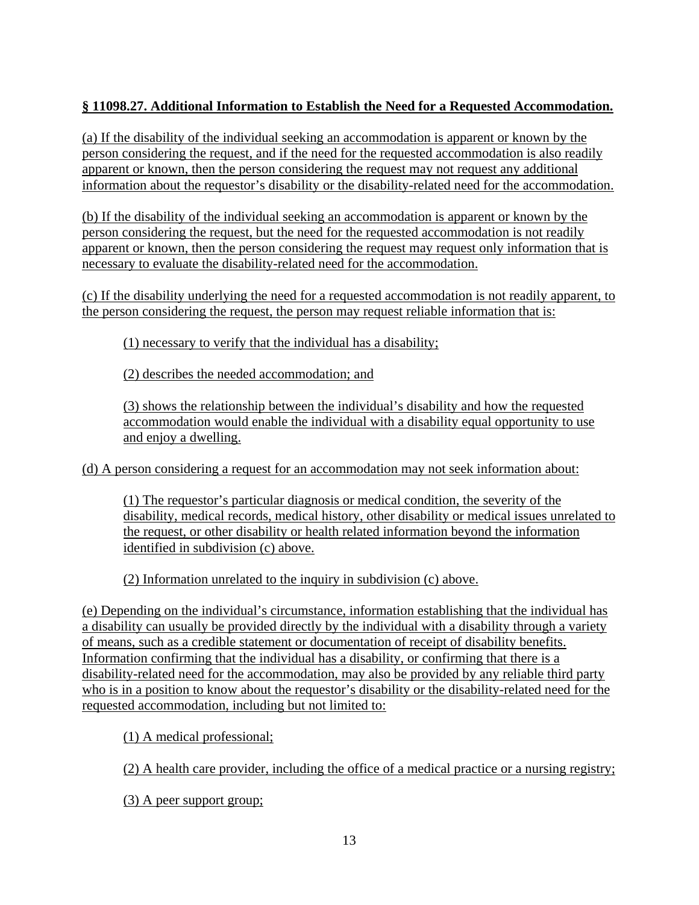**§ 11098.27. Additional Information to Establish the Need for a Requested Accommodation.**

(a) If the disability of the individual seeking an accommodation is apparent or known by the person considering the request, and if the need for the requested accommodation is also readily apparent or known, then the person considering the request may not request any additional information about the requestor's disability or the disability-related need for the accommodation.

(b) If the disability of the individual seeking an accommodation is apparent or known by the person considering the request, but the need for the requested accommodation is not readily apparent or known, then the person considering the request may request only information that is necessary to evaluate the disability-related need for the accommodation.

(c) If the disability underlying the need for a requested accommodation is not readily apparent, to the person considering the request, the person may request reliable information that is:

(1) necessary to verify that the individual has a disability;

(2) describes the needed accommodation; and

(3) shows the relationship between the individual's disability and how the requested accommodation would enable the individual with a disability equal opportunity to use and enjoy a dwelling.

(d) A person considering a request for an accommodation may not seek information about:

(1) The requestor's particular diagnosis or medical condition, the severity of the disability, medical records, medical history, other disability or medical issues unrelated to the request, or other disability or health related information beyond the information identified in subdivision (c) above.

(2) Information unrelated to the inquiry in subdivision (c) above.

(e) Depending on the individual's circumstance, information establishing that the individual has a disability can usually be provided directly by the individual with a disability through a variety of means, such as a credible statement or documentation of receipt of disability benefits. Information confirming that the individual has a disability, or confirming that there is a disability-related need for the accommodation, may also be provided by any reliable third party who is in a position to know about the requestor's disability or the disability-related need for the requested accommodation, including but not limited to:

(1) A medical professional;

(2) A health care provider, including the office of a medical practice or a nursing registry;

(3) A peer support group;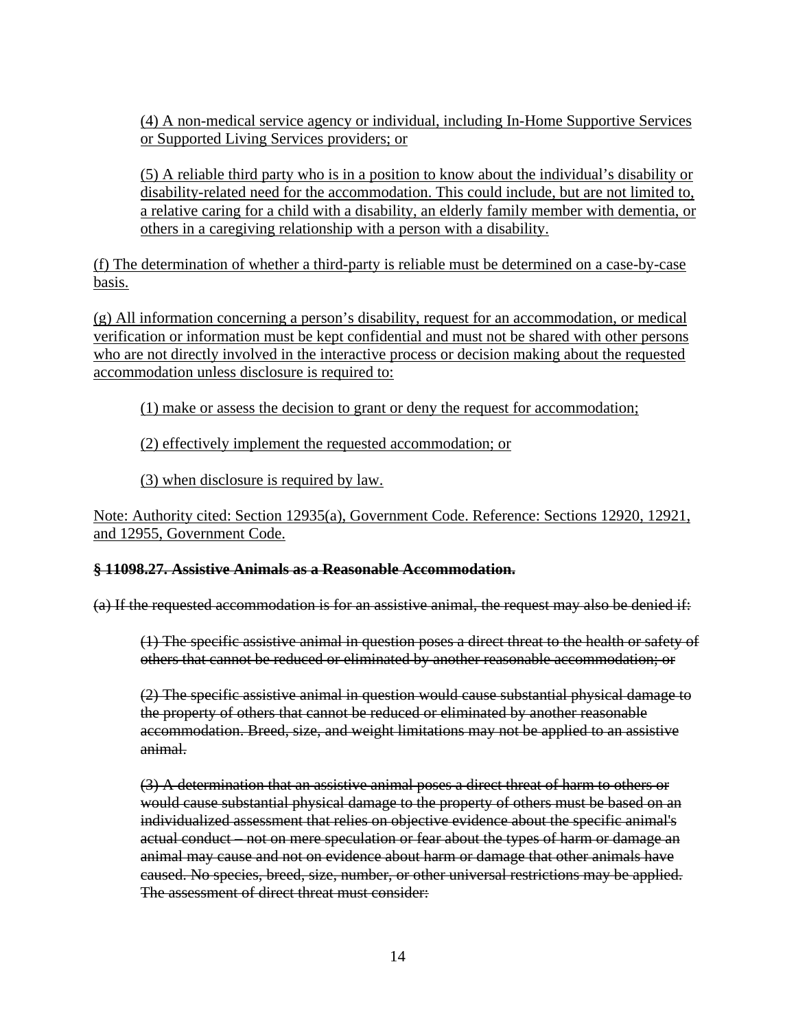(4) A non-medical service agency or individual, including In-Home Supportive Services or Supported Living Services providers; or

(5) A reliable third party who is in a position to know about the individual's disability or disability-related need for the accommodation. This could include, but are not limited to, a relative caring for a child with a disability, an elderly family member with dementia, or others in a caregiving relationship with a person with a disability.

(f) The determination of whether a third-party is reliable must be determined on a case-by-case basis.

(g) All information concerning a person's disability, request for an accommodation, or medical verification or information must be kept confidential and must not be shared with other persons who are not directly involved in the interactive process or decision making about the requested accommodation unless disclosure is required to:

(1) make or assess the decision to grant or deny the request for accommodation;

(2) effectively implement the requested accommodation; or

(3) when disclosure is required by law.

Note: Authority cited: Section 12935(a), Government Code. Reference: Sections 12920, 12921, and 12955, Government Code.

**~~§ 11098.27. Assistive Animals as a Reasonable Accommodation.~~**

~~(a) If the requested accommodation is for an assistive animal, the request may also be denied if:~~

~~(1) The specific assistive animal in question poses a direct threat to the health or safety of others that cannot be reduced or eliminated by another reasonable accommodation; or~~

~~(2) The specific assistive animal in question would cause substantial physical damage to the property of others that cannot be reduced or eliminated by another reasonable accommodation. Breed, size, and weight limitations may not be applied to an assistive animal.~~

~~(3) A determination that an assistive animal poses a direct threat of harm to others or would cause substantial physical damage to the property of others must be based on an individualized assessment that relies on objective evidence about the specific animal's actual conduct – not on mere speculation or fear about the types of harm or damage an animal may cause and not on evidence about harm or damage that other animals have caused. No species, breed, size, number, or other universal restrictions may be applied. The assessment of direct threat must consider:~~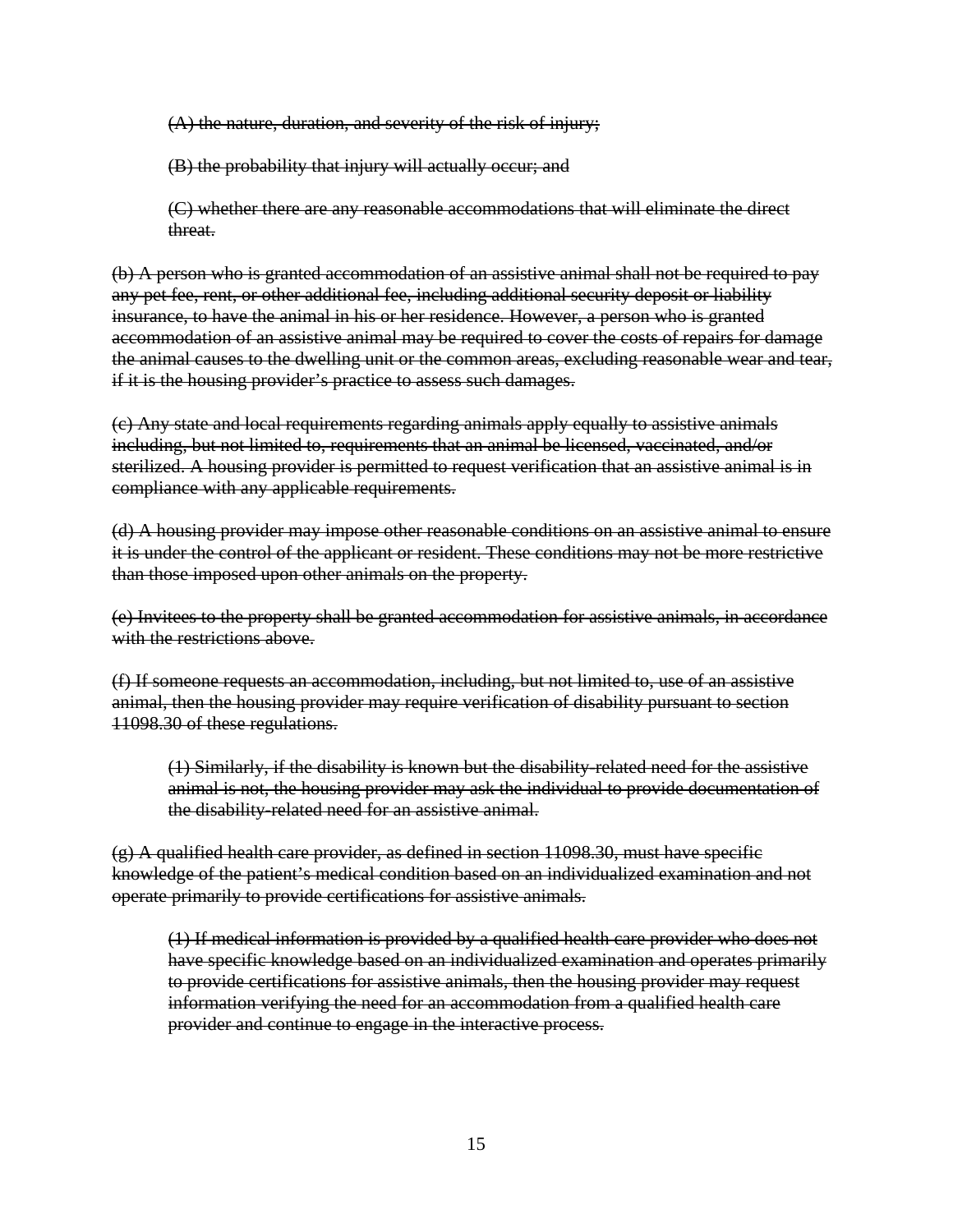~~(A) the nature, duration, and severity of the risk of injury;~~

~~(B) the probability that injury will actually occur; and~~

~~(C) whether there are any reasonable accommodations that will eliminate the direct threat.~~

~~(b) A person who is granted accommodation of an assistive animal shall not be required to pay any pet fee, rent, or other additional fee, including additional security deposit or liability insurance, to have the animal in his or her residence. However, a person who is granted accommodation of an assistive animal may be required to cover the costs of repairs for damage the animal causes to the dwelling unit or the common areas, excluding reasonable wear and tear, if it is the housing provider's practice to assess such damages.~~

~~(c) Any state and local requirements regarding animals apply equally to assistive animals including, but not limited to, requirements that an animal be licensed, vaccinated, and/or sterilized. A housing provider is permitted to request verification that an assistive animal is in compliance with any applicable requirements.~~

~~(d) A housing provider may impose other reasonable conditions on an assistive animal to ensure it is under the control of the applicant or resident. These conditions may not be more restrictive than those imposed upon other animals on the property.~~

~~(e) Invitees to the property shall be granted accommodation for assistive animals, in accordance with the restrictions above.~~

~~(f) If someone requests an accommodation, including, but not limited to, use of an assistive animal, then the housing provider may require verification of disability pursuant to section 11098.30 of these regulations.~~

~~(1) Similarly, if the disability is known but the disability-related need for the assistive animal is not, the housing provider may ask the individual to provide documentation of the disability-related need for an assistive animal.~~

~~(g) A qualified health care provider, as defined in section 11098.30, must have specific knowledge of the patient's medical condition based on an individualized examination and not operate primarily to provide certifications for assistive animals.~~

~~(1) If medical information is provided by a qualified health care provider who does not have specific knowledge based on an individualized examination and operates primarily to provide certifications for assistive animals, then the housing provider may request information verifying the need for an accommodation from a qualified health care provider and continue to engage in the interactive process.~~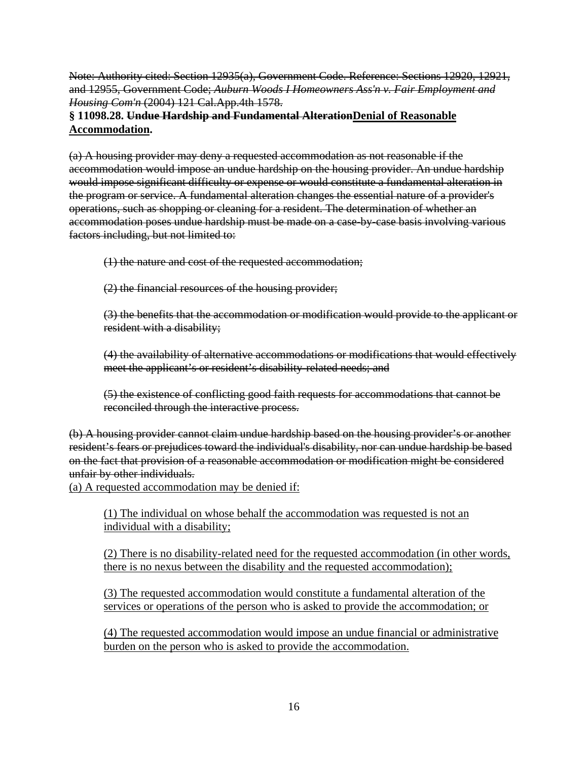~~Note: Authority cited: Section 12935(a), Government Code. Reference: Sections 12920, 12921, and 12955, Government Code; *Auburn Woods I Homeowners Ass'n v. Fair Employment and Housing Com'n* (2004) 121 Cal.App.4th 1578.~~

**§ 11098.28. ~~Undue Hardship and Fundamental Alteration~~<u>Denial of Reasonable Accommodation</u>.**

~~(a) A housing provider may deny a requested accommodation as not reasonable if the accommodation would impose an undue hardship on the housing provider. An undue hardship would impose significant difficulty or expense or would constitute a fundamental alteration in the program or service. A fundamental alteration changes the essential nature of a provider's operations, such as shopping or cleaning for a resident. The determination of whether an accommodation poses undue hardship must be made on a case-by-case basis involving various factors including, but not limited to:~~

> ~~(1) the nature and cost of the requested accommodation;~~
>
> ~~(2) the financial resources of the housing provider;~~
>
> ~~(3) the benefits that the accommodation or modification would provide to the applicant or resident with a disability;~~
>
> ~~(4) the availability of alternative accommodations or modifications that would effectively meet the applicant's or resident's disability-related needs; and~~
>
> ~~(5) the existence of conflicting good faith requests for accommodations that cannot be reconciled through the interactive process.~~

~~(b) A housing provider cannot claim undue hardship based on the housing provider's or another resident's fears or prejudices toward the individual's disability, nor can undue hardship be based on the fact that provision of a reasonable accommodation or modification might be considered unfair by other individuals.~~

<u>(a) A requested accommodation may be denied if:</u>

> <u>(1) The individual on whose behalf the accommodation was requested is not an individual with a disability;</u>
>
> <u>(2) There is no disability-related need for the requested accommodation (in other words, there is no nexus between the disability and the requested accommodation);</u>
>
> <u>(3) The requested accommodation would constitute a fundamental alteration of the services or operations of the person who is asked to provide the accommodation; or</u>
>
> <u>(4) The requested accommodation would impose an undue financial or administrative burden on the person who is asked to provide the accommodation.</u>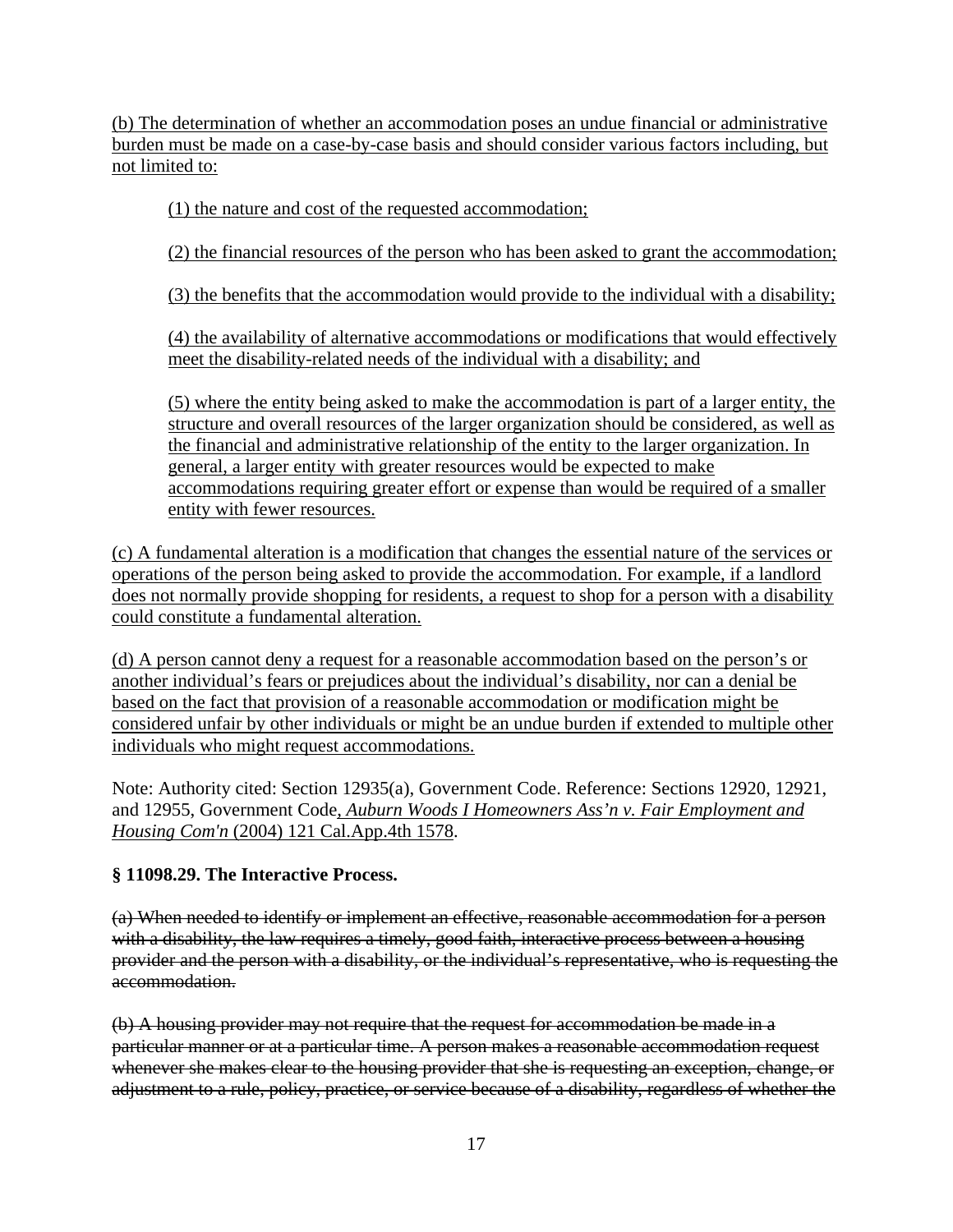(b) The determination of whether an accommodation poses an undue financial or administrative burden must be made on a case-by-case basis and should consider various factors including, but not limited to:

(1) the nature and cost of the requested accommodation;

(2) the financial resources of the person who has been asked to grant the accommodation;

(3) the benefits that the accommodation would provide to the individual with a disability;

(4) the availability of alternative accommodations or modifications that would effectively meet the disability-related needs of the individual with a disability; and

(5) where the entity being asked to make the accommodation is part of a larger entity, the structure and overall resources of the larger organization should be considered, as well as the financial and administrative relationship of the entity to the larger organization. In general, a larger entity with greater resources would be expected to make accommodations requiring greater effort or expense than would be required of a smaller entity with fewer resources.

(c) A fundamental alteration is a modification that changes the essential nature of the services or operations of the person being asked to provide the accommodation. For example, if a landlord does not normally provide shopping for residents, a request to shop for a person with a disability could constitute a fundamental alteration.

(d) A person cannot deny a request for a reasonable accommodation based on the person's or another individual's fears or prejudices about the individual's disability, nor can a denial be based on the fact that provision of a reasonable accommodation or modification might be considered unfair by other individuals or might be an undue burden if extended to multiple other individuals who might request accommodations.

Note: Authority cited: Section 12935(a), Government Code. Reference: Sections 12920, 12921, and 12955, Government Code, *Auburn Woods I Homeowners Ass'n v. Fair Employment and Housing Com'n* (2004) 121 Cal.App.4th 1578.

**§ 11098.29. The Interactive Process.**

~~(a) When needed to identify or implement an effective, reasonable accommodation for a person with a disability, the law requires a timely, good faith, interactive process between a housing provider and the person with a disability, or the individual's representative, who is requesting the accommodation.~~

~~(b) A housing provider may not require that the request for accommodation be made in a particular manner or at a particular time. A person makes a reasonable accommodation request whenever she makes clear to the housing provider that she is requesting an exception, change, or adjustment to a rule, policy, practice, or service because of a disability, regardless of whether the~~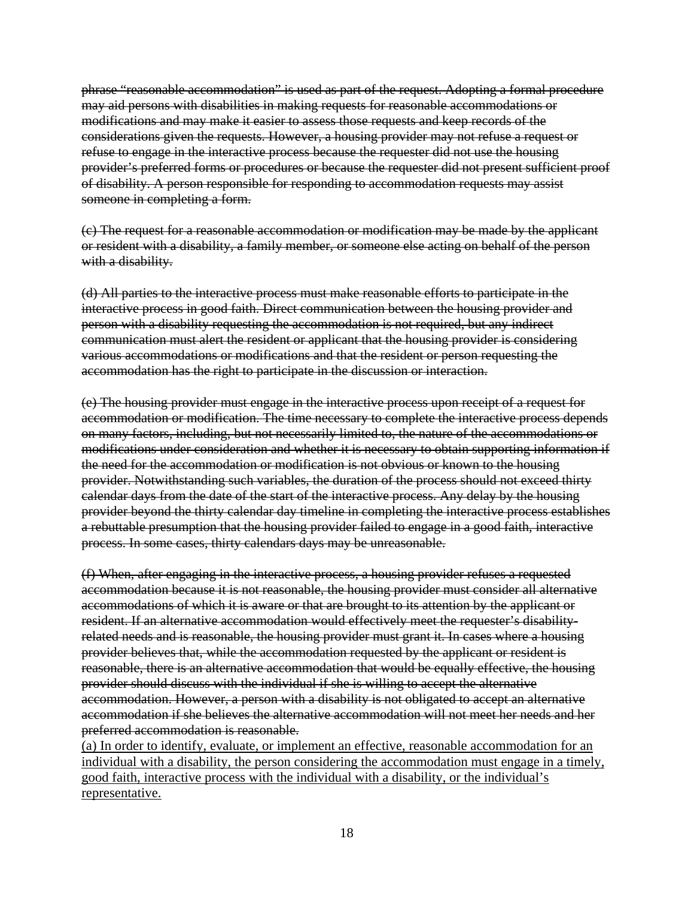~~phrase "reasonable accommodation" is used as part of the request. Adopting a formal procedure may aid persons with disabilities in making requests for reasonable accommodations or modifications and may make it easier to assess those requests and keep records of the considerations given the requests. However, a housing provider may not refuse a request or refuse to engage in the interactive process because the requester did not use the housing provider's preferred forms or procedures or because the requester did not present sufficient proof of disability. A person responsible for responding to accommodation requests may assist someone in completing a form.~~

~~(c) The request for a reasonable accommodation or modification may be made by the applicant or resident with a disability, a family member, or someone else acting on behalf of the person with a disability.~~

~~(d) All parties to the interactive process must make reasonable efforts to participate in the interactive process in good faith. Direct communication between the housing provider and person with a disability requesting the accommodation is not required, but any indirect communication must alert the resident or applicant that the housing provider is considering various accommodations or modifications and that the resident or person requesting the accommodation has the right to participate in the discussion or interaction.~~

~~(e) The housing provider must engage in the interactive process upon receipt of a request for accommodation or modification. The time necessary to complete the interactive process depends on many factors, including, but not necessarily limited to, the nature of the accommodations or modifications under consideration and whether it is necessary to obtain supporting information if the need for the accommodation or modification is not obvious or known to the housing provider. Notwithstanding such variables, the duration of the process should not exceed thirty calendar days from the date of the start of the interactive process. Any delay by the housing provider beyond the thirty calendar day timeline in completing the interactive process establishes a rebuttable presumption that the housing provider failed to engage in a good faith, interactive process. In some cases, thirty calendars days may be unreasonable.~~

~~(f) When, after engaging in the interactive process, a housing provider refuses a requested accommodation because it is not reasonable, the housing provider must consider all alternative accommodations of which it is aware or that are brought to its attention by the applicant or resident. If an alternative accommodation would effectively meet the requester's disability-related needs and is reasonable, the housing provider must grant it. In cases where a housing provider believes that, while the accommodation requested by the applicant or resident is reasonable, there is an alternative accommodation that would be equally effective, the housing provider should discuss with the individual if she is willing to accept the alternative accommodation. However, a person with a disability is not obligated to accept an alternative accommodation if she believes the alternative accommodation will not meet her needs and her preferred accommodation is reasonable.~~

<u>(a) In order to identify, evaluate, or implement an effective, reasonable accommodation for an individual with a disability, the person considering the accommodation must engage in a timely, good faith, interactive process with the individual with a disability, or the individual's representative.</u>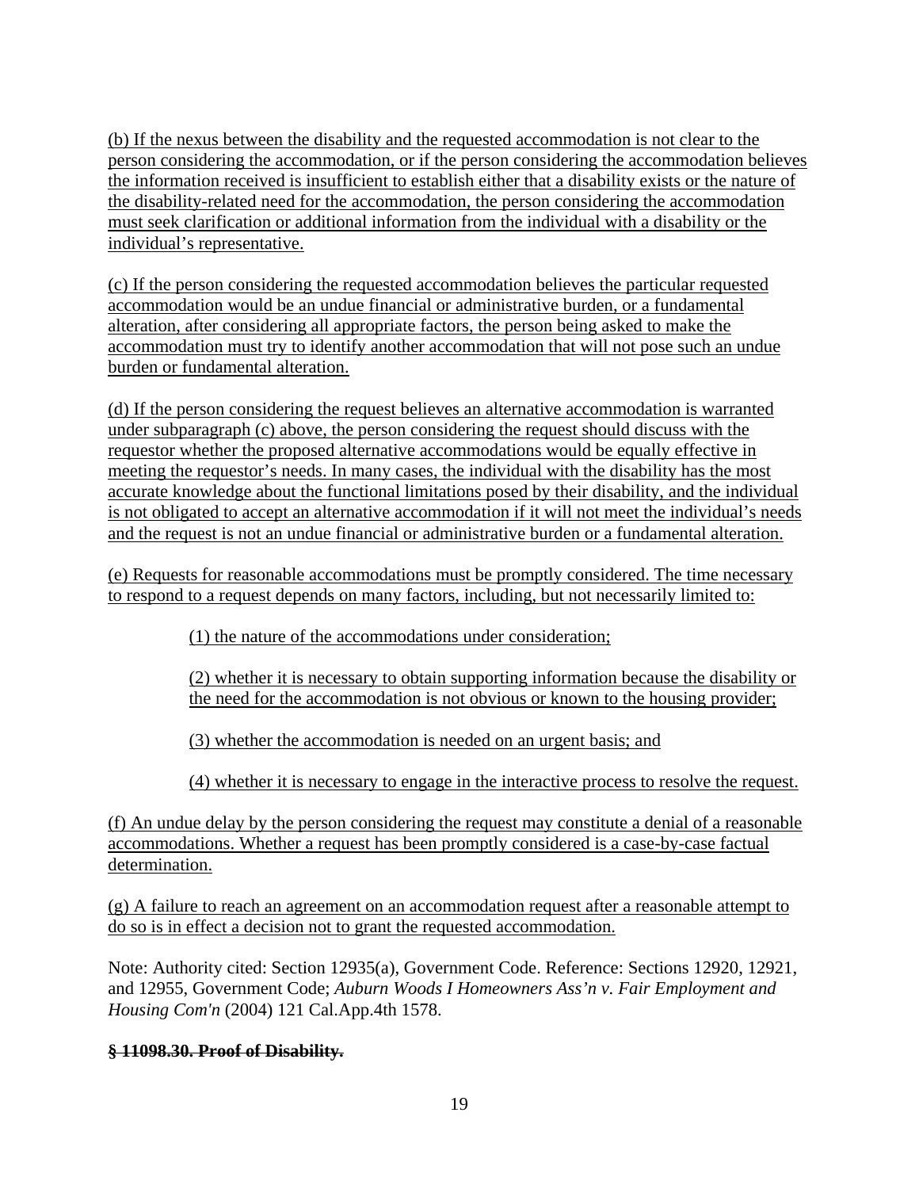(b) If the nexus between the disability and the requested accommodation is not clear to the person considering the accommodation, or if the person considering the accommodation believes the information received is insufficient to establish either that a disability exists or the nature of the disability-related need for the accommodation, the person considering the accommodation must seek clarification or additional information from the individual with a disability or the individual's representative.

(c) If the person considering the requested accommodation believes the particular requested accommodation would be an undue financial or administrative burden, or a fundamental alteration, after considering all appropriate factors, the person being asked to make the accommodation must try to identify another accommodation that will not pose such an undue burden or fundamental alteration.

(d) If the person considering the request believes an alternative accommodation is warranted under subparagraph (c) above, the person considering the request should discuss with the requestor whether the proposed alternative accommodations would be equally effective in meeting the requestor's needs. In many cases, the individual with the disability has the most accurate knowledge about the functional limitations posed by their disability, and the individual is not obligated to accept an alternative accommodation if it will not meet the individual's needs and the request is not an undue financial or administrative burden or a fundamental alteration.

(e) Requests for reasonable accommodations must be promptly considered. The time necessary to respond to a request depends on many factors, including, but not necessarily limited to:

(1) the nature of the accommodations under consideration;

(2) whether it is necessary to obtain supporting information because the disability or the need for the accommodation is not obvious or known to the housing provider;

(3) whether the accommodation is needed on an urgent basis; and

(4) whether it is necessary to engage in the interactive process to resolve the request.

(f) An undue delay by the person considering the request may constitute a denial of a reasonable accommodations. Whether a request has been promptly considered is a case-by-case factual determination.

(g) A failure to reach an agreement on an accommodation request after a reasonable attempt to do so is in effect a decision not to grant the requested accommodation.

Note: Authority cited: Section 12935(a), Government Code. Reference: Sections 12920, 12921, and 12955, Government Code; *Auburn Woods I Homeowners Ass'n v. Fair Employment and Housing Com'n* (2004) 121 Cal.App.4th 1578.

**~~§ 11098.30. Proof of Disability.~~**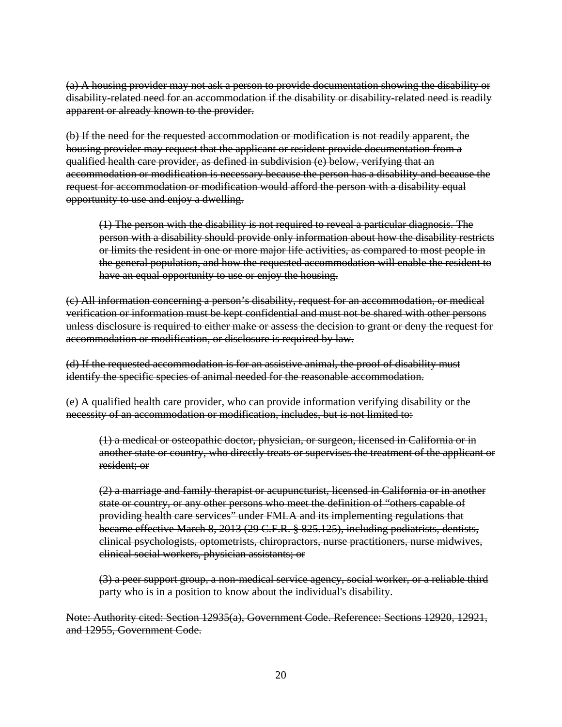~~(a) A housing provider may not ask a person to provide documentation showing the disability or disability-related need for an accommodation if the disability or disability-related need is readily apparent or already known to the provider.~~

~~(b) If the need for the requested accommodation or modification is not readily apparent, the housing provider may request that the applicant or resident provide documentation from a qualified health care provider, as defined in subdivision (e) below, verifying that an accommodation or modification is necessary because the person has a disability and because the request for accommodation or modification would afford the person with a disability equal opportunity to use and enjoy a dwelling.~~

> ~~(1) The person with the disability is not required to reveal a particular diagnosis. The person with a disability should provide only information about how the disability restricts or limits the resident in one or more major life activities, as compared to most people in the general population, and how the requested accommodation will enable the resident to have an equal opportunity to use or enjoy the housing.~~

~~(c) All information concerning a person's disability, request for an accommodation, or medical verification or information must be kept confidential and must not be shared with other persons unless disclosure is required to either make or assess the decision to grant or deny the request for accommodation or modification, or disclosure is required by law.~~

~~(d) If the requested accommodation is for an assistive animal, the proof of disability must identify the specific species of animal needed for the reasonable accommodation.~~

~~(e) A qualified health care provider, who can provide information verifying disability or the necessity of an accommodation or modification, includes, but is not limited to:~~

> ~~(1) a medical or osteopathic doctor, physician, or surgeon, licensed in California or in another state or country, who directly treats or supervises the treatment of the applicant or resident; or~~
>
> ~~(2) a marriage and family therapist or acupuncturist, licensed in California or in another state or country, or any other persons who meet the definition of "others capable of providing health care services" under FMLA and its implementing regulations that became effective March 8, 2013 (29 C.F.R. § 825.125), including podiatrists, dentists, clinical psychologists, optometrists, chiropractors, nurse practitioners, nurse midwives, clinical social workers, physician assistants; or~~
>
> ~~(3) a peer support group, a non-medical service agency, social worker, or a reliable third party who is in a position to know about the individual's disability.~~

~~Note: Authority cited: Section 12935(a), Government Code. Reference: Sections 12920, 12921, and 12955, Government Code.~~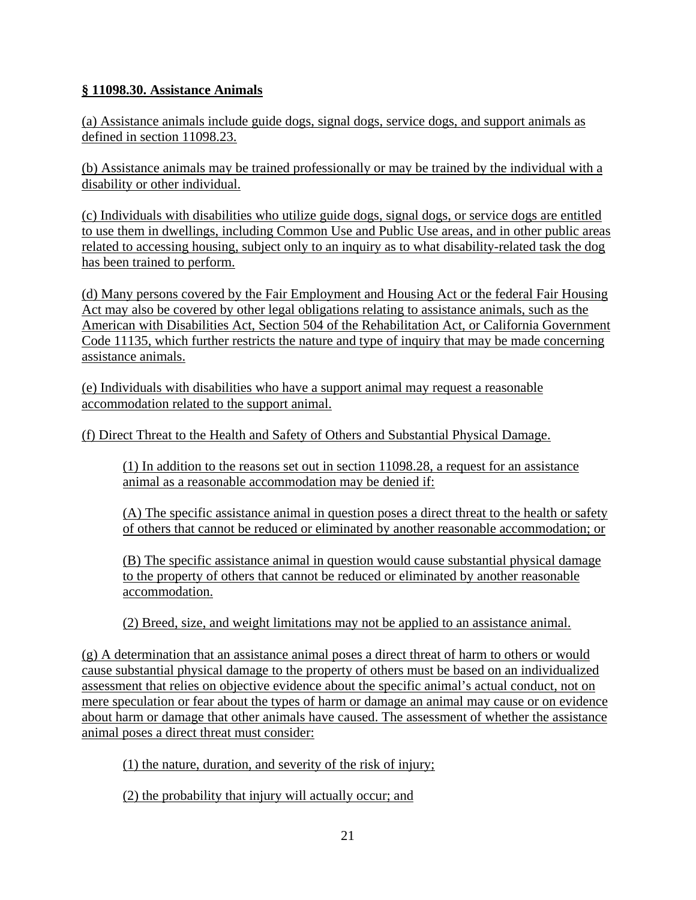**§ 11098.30. Assistance Animals**

(a) Assistance animals include guide dogs, signal dogs, service dogs, and support animals as defined in section 11098.23.

(b) Assistance animals may be trained professionally or may be trained by the individual with a disability or other individual.

(c) Individuals with disabilities who utilize guide dogs, signal dogs, or service dogs are entitled to use them in dwellings, including Common Use and Public Use areas, and in other public areas related to accessing housing, subject only to an inquiry as to what disability-related task the dog has been trained to perform.

(d) Many persons covered by the Fair Employment and Housing Act or the federal Fair Housing Act may also be covered by other legal obligations relating to assistance animals, such as the American with Disabilities Act, Section 504 of the Rehabilitation Act, or California Government Code 11135, which further restricts the nature and type of inquiry that may be made concerning assistance animals.

(e) Individuals with disabilities who have a support animal may request a reasonable accommodation related to the support animal.

(f) Direct Threat to the Health and Safety of Others and Substantial Physical Damage.

(1) In addition to the reasons set out in section 11098.28, a request for an assistance animal as a reasonable accommodation may be denied if:

(A) The specific assistance animal in question poses a direct threat to the health or safety of others that cannot be reduced or eliminated by another reasonable accommodation; or

(B) The specific assistance animal in question would cause substantial physical damage to the property of others that cannot be reduced or eliminated by another reasonable accommodation.

(2) Breed, size, and weight limitations may not be applied to an assistance animal.

(g) A determination that an assistance animal poses a direct threat of harm to others or would cause substantial physical damage to the property of others must be based on an individualized assessment that relies on objective evidence about the specific animal's actual conduct, not on mere speculation or fear about the types of harm or damage an animal may cause or on evidence about harm or damage that other animals have caused. The assessment of whether the assistance animal poses a direct threat must consider:

(1) the nature, duration, and severity of the risk of injury;

(2) the probability that injury will actually occur; and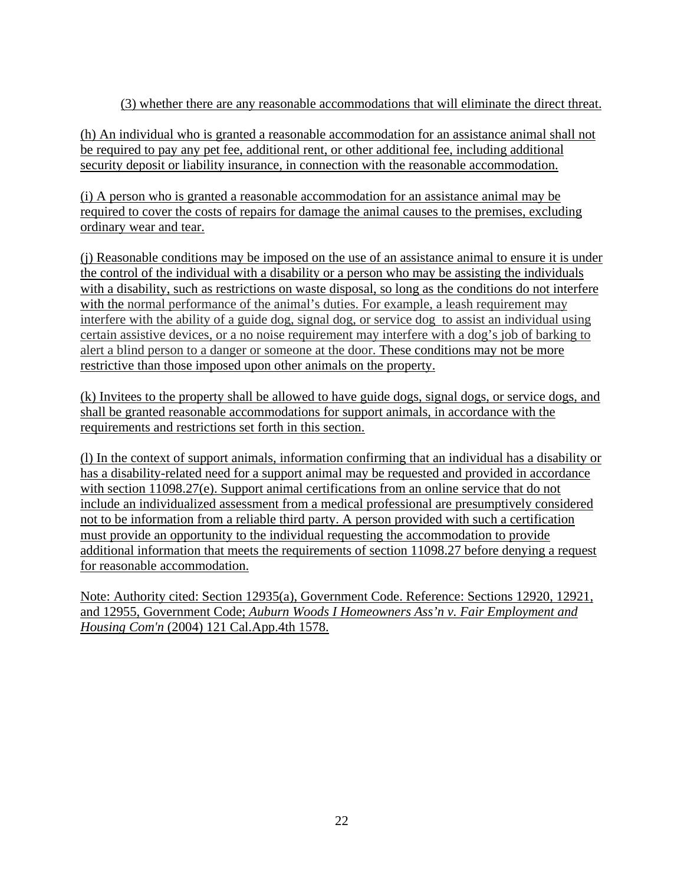(3) whether there are any reasonable accommodations that will eliminate the direct threat.

(h) An individual who is granted a reasonable accommodation for an assistance animal shall not be required to pay any pet fee, additional rent, or other additional fee, including additional security deposit or liability insurance, in connection with the reasonable accommodation.

(i) A person who is granted a reasonable accommodation for an assistance animal may be required to cover the costs of repairs for damage the animal causes to the premises, excluding ordinary wear and tear.

(j) Reasonable conditions may be imposed on the use of an assistance animal to ensure it is under the control of the individual with a disability or a person who may be assisting the individuals with a disability, such as restrictions on waste disposal, so long as the conditions do not interfere with the normal performance of the animal's duties. For example, a leash requirement may interfere with the ability of a guide dog, signal dog, or service dog to assist an individual using certain assistive devices, or a no noise requirement may interfere with a dog's job of barking to alert a blind person to a danger or someone at the door. These conditions may not be more restrictive than those imposed upon other animals on the property.

(k) Invitees to the property shall be allowed to have guide dogs, signal dogs, or service dogs, and shall be granted reasonable accommodations for support animals, in accordance with the requirements and restrictions set forth in this section.

(l) In the context of support animals, information confirming that an individual has a disability or has a disability-related need for a support animal may be requested and provided in accordance with section 11098.27(e). Support animal certifications from an online service that do not include an individualized assessment from a medical professional are presumptively considered not to be information from a reliable third party. A person provided with such a certification must provide an opportunity to the individual requesting the accommodation to provide additional information that meets the requirements of section 11098.27 before denying a request for reasonable accommodation.

Note: Authority cited: Section 12935(a), Government Code. Reference: Sections 12920, 12921, and 12955, Government Code; *Auburn Woods I Homeowners Ass'n v. Fair Employment and Housing Com'n* (2004) 121 Cal.App.4th 1578.